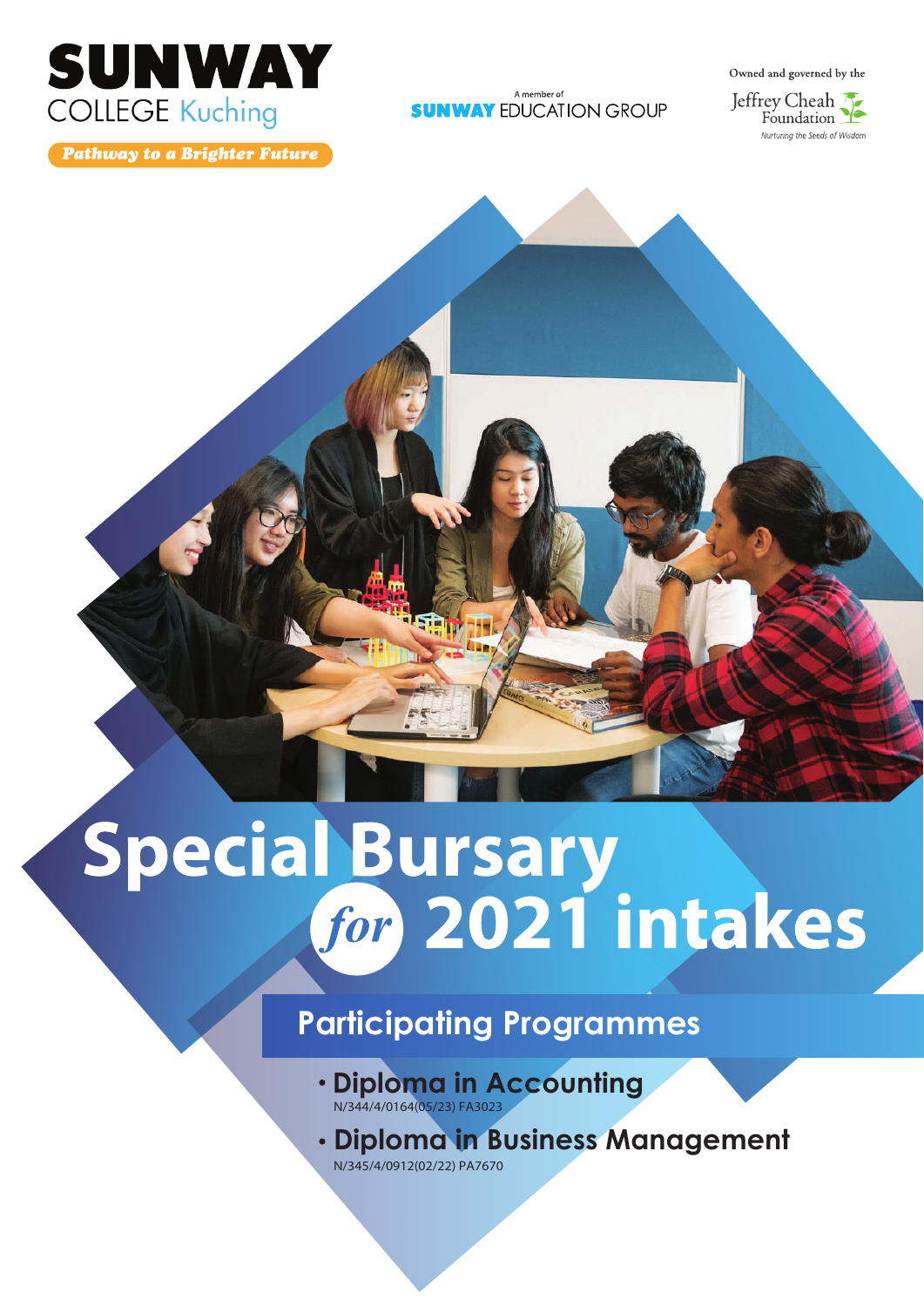**SUNWAY**
COLLEGE Kuching

*Pathway to a Brighter Future*

A member of
SUNWAY EDUCATION GROUP

Owned and governed by the
Jeffrey Cheah Foundation
*Nurturing the Seeds of Wisdom*

# Special Bursary *for* 2021 intakes

## Participating Programmes

- **Diploma in Accounting**
  N/344/4/0164(05/23) FA3023
- **Diploma in Business Management**
  N/345/4/0912(02/22) PA7670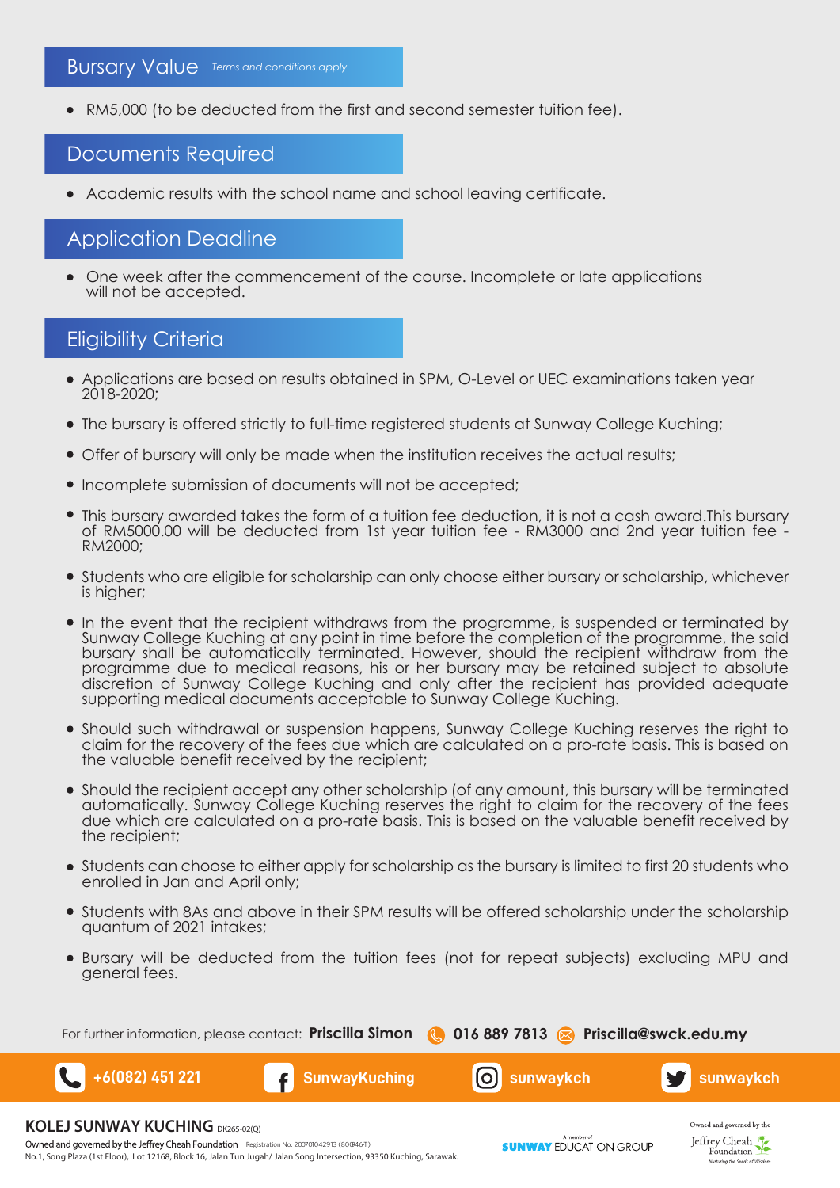## Bursary Value *Terms and conditions apply*

- RM5,000 (to be deducted from the first and second semester tuition fee).

## Documents Required

- Academic results with the school name and school leaving certificate.

## Application Deadline

- One week after the commencement of the course. Incomplete or late applications will not be accepted.

## Eligibility Criteria

- Applications are based on results obtained in SPM, O-Level or UEC examinations taken year 2018-2020;
- The bursary is offered strictly to full-time registered students at Sunway College Kuching;
- Offer of bursary will only be made when the institution receives the actual results;
- Incomplete submission of documents will not be accepted;
- This bursary awarded takes the form of a tuition fee deduction, it is not a cash award.This bursary of RM5000.00 will be deducted from 1st year tuition fee - RM3000 and 2nd year tuition fee - RM2000;
- Students who are eligible for scholarship can only choose either bursary or scholarship, whichever is higher;
- In the event that the recipient withdraws from the programme, is suspended or terminated by Sunway College Kuching at any point in time before the completion of the programme, the said bursary shall be automatically terminated. However, should the recipient withdraw from the programme due to medical reasons, his or her bursary may be retained subject to absolute discretion of Sunway College Kuching and only after the recipient has provided adequate supporting medical documents acceptable to Sunway College Kuching.
- Should such withdrawal or suspension happens, Sunway College Kuching reserves the right to claim for the recovery of the fees due which are calculated on a pro-rate basis. This is based on the valuable benefit received by the recipient;
- Should the recipient accept any other scholarship (of any amount, this bursary will be terminated automatically. Sunway College Kuching reserves the right to claim for the recovery of the fees due which are calculated on a pro-rate basis. This is based on the valuable benefit received by the recipient;
- Students can choose to either apply for scholarship as the bursary is limited to first 20 students who enrolled in Jan and April only;
- Students with 8As and above in their SPM results will be offered scholarship under the scholarship quantum of 2021 intakes;
- Bursary will be deducted from the tuition fees (not for repeat subjects) excluding MPU and general fees.

For further information, please contact: **Priscilla Simon** **016 889 7813** **Priscilla@swck.edu.my**

**+6(082) 451 221** **SunwayKuching** **sunwaykch** **sunwaykch**

**KOLEJ SUNWAY KUCHING** DK265-02(Q)

Owned and governed by the Jeffrey Cheah Foundation Registration No. 200701042913 (800946-T)

No.1, Song Plaza (1st Floor), Lot 12168, Block 16, Jalan Tun Jugah/ Jalan Song Intersection, 93350 Kuching, Sarawak.

A member of SUNWAY EDUCATION GROUP

Owned and governed by the Jeffrey Cheah Foundation — Nurturing the Seeds of Wisdom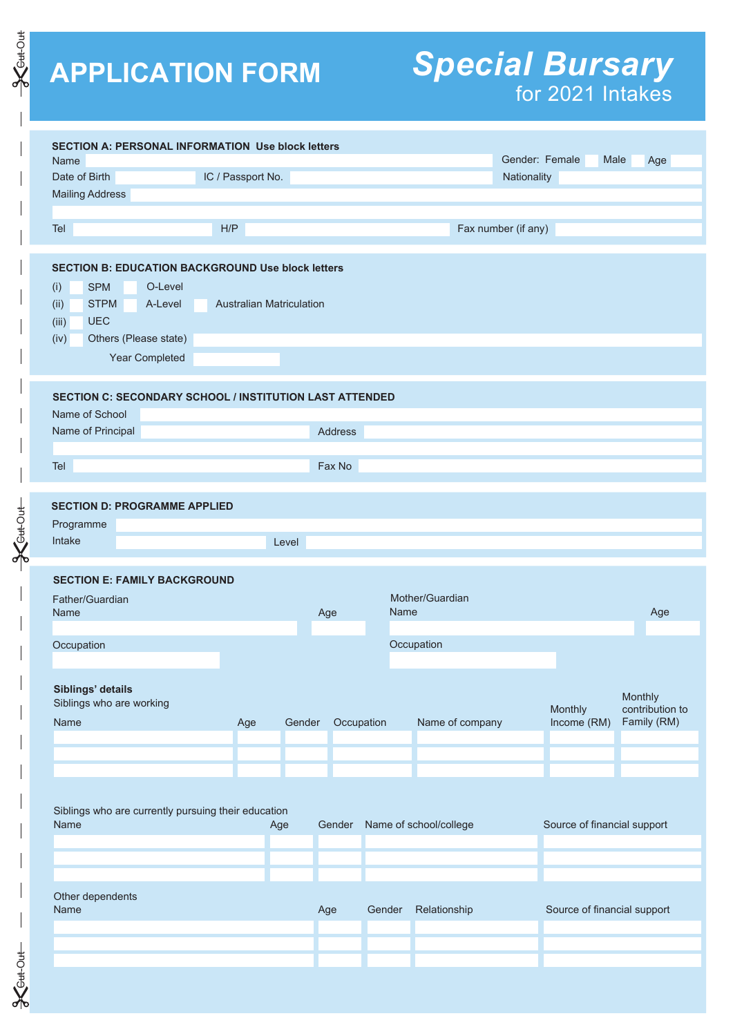# APPLICATION FORM

## *Special Bursary*
for 2021 Intakes

### SECTION A: PERSONAL INFORMATION Use block letters

Name ______ Gender: Female ☐ Male ☐ Age ______

Date of Birth ______ IC / Passport No. ______ Nationality ______

Mailing Address ______

______

Tel ______ H/P ______ Fax number (if any) ______

### SECTION B: EDUCATION BACKGROUND Use block letters

(i) ☐ SPM ☐ O-Level

(ii) ☐ STPM ☐ A-Level ☐ Australian Matriculation

(iii) ☐ UEC

(iv) ☐ Others (Please state) ______

Year Completed ______

### SECTION C: SECONDARY SCHOOL / INSTITUTION LAST ATTENDED

Name of School ______

Name of Principal ______ Address ______

______

Tel ______ Fax No ______

### SECTION D: PROGRAMME APPLIED

Programme ______

Intake ______ Level ______

### SECTION E: FAMILY BACKGROUND

Father/Guardian
Name ______ Age ______

Occupation ______

Mother/Guardian
Name ______ Age ______

Occupation ______

**Siblings' details**

Siblings who are working

| Name | Age | Gender | Occupation | Name of company | Monthly Income (RM) | Monthly contribution to Family (RM) |
|---|---|---|---|---|---|---|
| | | | | | | |
| | | | | | | |
| | | | | | | |

Siblings who are currently pursuing their education

| Name | Age | Gender | Name of school/college | Source of financial support |
|---|---|---|---|---|
| | | | | |
| | | | | |
| | | | | |

Other dependents

| Name | Age | Gender | Relationship | Source of financial support |
|---|---|---|---|---|
| | | | | |
| | | | | |
| | | | | |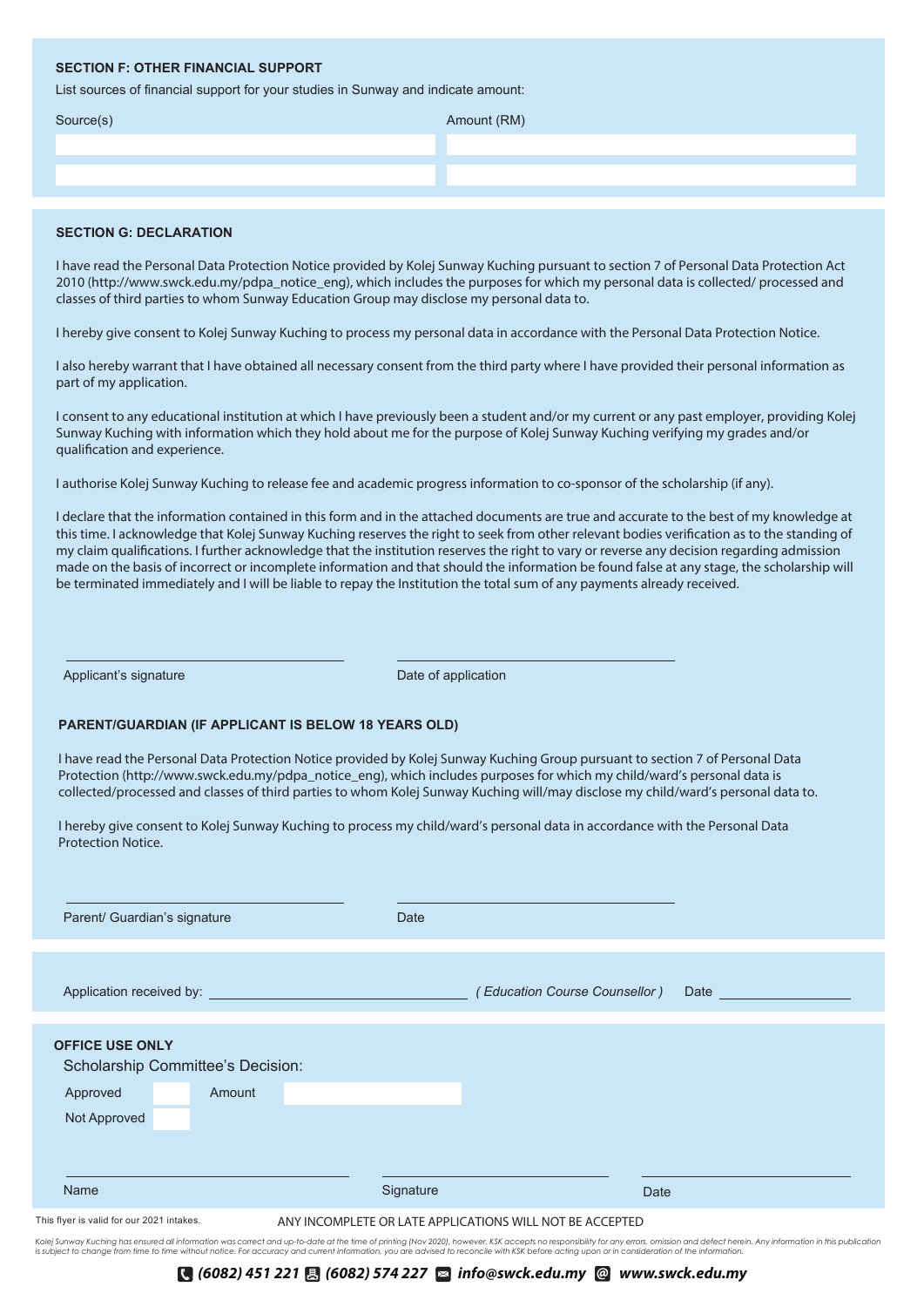### SECTION F: OTHER FINANCIAL SUPPORT

List sources of financial support for your studies in Sunway and indicate amount:

| Source(s) | Amount (RM) |
| --- | --- |
| | |
| | |

### SECTION G: DECLARATION

I have read the Personal Data Protection Notice provided by Kolej Sunway Kuching pursuant to section 7 of Personal Data Protection Act 2010 (http://www.swck.edu.my/pdpa_notice_eng), which includes the purposes for which my personal data is collected/ processed and classes of third parties to whom Sunway Education Group may disclose my personal data to.

I hereby give consent to Kolej Sunway Kuching to process my personal data in accordance with the Personal Data Protection Notice.

I also hereby warrant that I have obtained all necessary consent from the third party where I have provided their personal information as part of my application.

I consent to any educational institution at which I have previously been a student and/or my current or any past employer, providing Kolej Sunway Kuching with information which they hold about me for the purpose of Kolej Sunway Kuching verifying my grades and/or qualification and experience.

I authorise Kolej Sunway Kuching to release fee and academic progress information to co-sponsor of the scholarship (if any).

I declare that the information contained in this form and in the attached documents are true and accurate to the best of my knowledge at this time. I acknowledge that Kolej Sunway Kuching reserves the right to seek from other relevant bodies verification as to the standing of my claim qualifications. I further acknowledge that the institution reserves the right to vary or reverse any decision regarding admission made on the basis of incorrect or incomplete information and that should the information be found false at any stage, the scholarship will be terminated immediately and I will be liable to repay the Institution the total sum of any payments already received.

Applicant's signature: ____________________ Date of application: ____________________

#### PARENT/GUARDIAN (IF APPLICANT IS BELOW 18 YEARS OLD)

I have read the Personal Data Protection Notice provided by Kolej Sunway Kuching Group pursuant to section 7 of Personal Data Protection (http://www.swck.edu.my/pdpa_notice_eng), which includes purposes for which my child/ward's personal data is collected/processed and classes of third parties to whom Kolej Sunway Kuching will/may disclose my child/ward's personal data to.

I hereby give consent to Kolej Sunway Kuching to process my child/ward's personal data in accordance with the Personal Data Protection Notice.

Parent/ Guardian's signature: ____________________ Date: ____________________

Application received by: ____________________ *( Education Course Counsellor )* Date: ____________________

#### OFFICE USE ONLY

Scholarship Committee's Decision:

Approved ☐ Amount ____________________

Not Approved ☐

Name: ____________________ Signature: ____________________ Date: ____________________

This flyer is valid for our 2021 intakes.

ANY INCOMPLETE OR LATE APPLICATIONS WILL NOT BE ACCEPTED

*Kolej Sunway Kuching has ensured all information was correct and up-to-date at the time of printing (Nov 2020), however, KSK accepts no responsibility for any errors, omission and defect herein. Any information in this publication is subject to change from time to time without notice. For accuracy and current information, you are advised to reconcile with KSK before acting upon or in consideration of the information.*

***(6082) 451 221*** | ***(6082) 574 227*** | ***info@swck.edu.my*** | ***www.swck.edu.my***